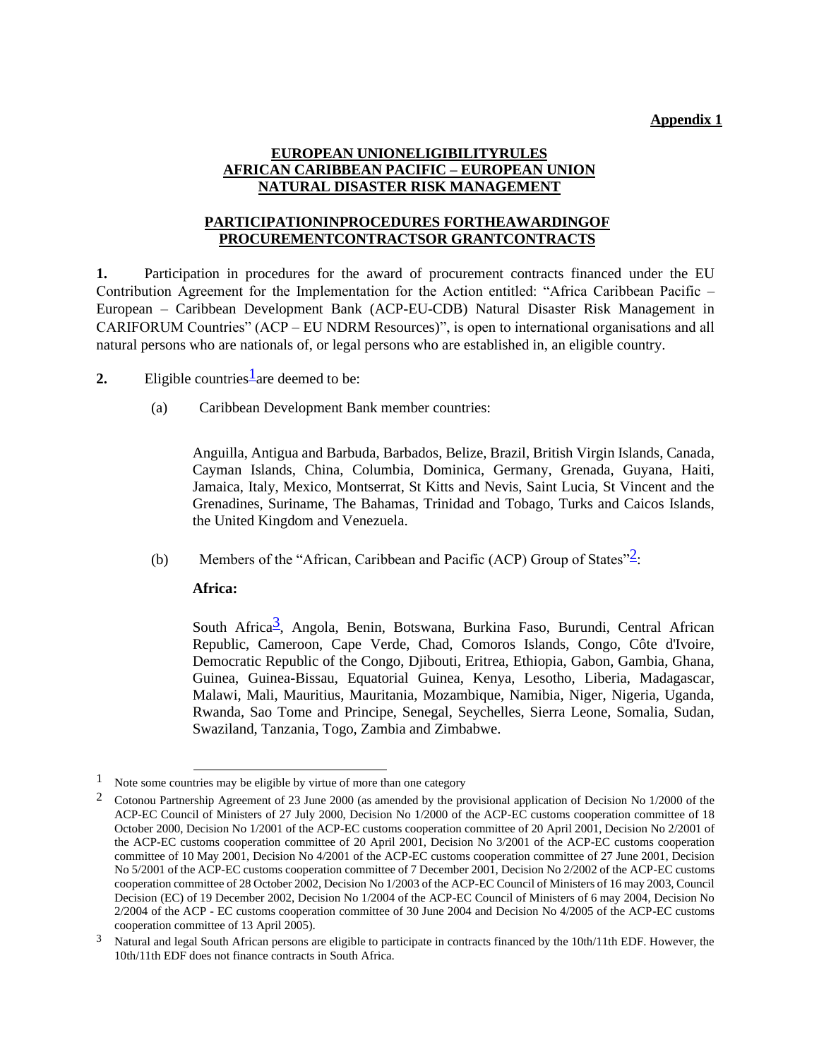**Appendix 1**

## EUROPEAN UNIONELIGIBILITYRULES AFRICAN CARIBBEAN PACIFIC – EUROPEAN UNION NATURAL DISASTER RISK MANAGEMENT

## PARTICIPATIONINPROCEDURES FORTHEAWARDINGOF PROCUREMENTCONTRACTSOR GRANTCONTRACTS

**1.** Participation in procedures for the award of procurement contracts financed under the EU Contribution Agreement for the Implementation for the Action entitled: "Africa Caribbean Pacific – European – Caribbean Development Bank (ACP-EU-CDB) Natural Disaster Risk Management in CARIFORUM Countries" (ACP – EU NDRM Resources)", is open to international organisations and all natural persons who are nationals of, or legal persons who are established in, an eligible country.

**2.** Eligible countries[1] are deemed to be:

(a) Caribbean Development Bank member countries:

Anguilla, Antigua and Barbuda, Barbados, Belize, Brazil, British Virgin Islands, Canada, Cayman Islands, China, Columbia, Dominica, Germany, Grenada, Guyana, Haiti, Jamaica, Italy, Mexico, Montserrat, St Kitts and Nevis, Saint Lucia, St Vincent and the Grenadines, Suriname, The Bahamas, Trinidad and Tobago, Turks and Caicos Islands, the United Kingdom and Venezuela.

(b) Members of the "African, Caribbean and Pacific (ACP) Group of States"[2]:

**Africa:**

South Africa[3], Angola, Benin, Botswana, Burkina Faso, Burundi, Central African Republic, Cameroon, Cape Verde, Chad, Comoros Islands, Congo, Côte d'Ivoire, Democratic Republic of the Congo, Djibouti, Eritrea, Ethiopia, Gabon, Gambia, Ghana, Guinea, Guinea-Bissau, Equatorial Guinea, Kenya, Lesotho, Liberia, Madagascar, Malawi, Mali, Mauritius, Mauritania, Mozambique, Namibia, Niger, Nigeria, Uganda, Rwanda, Sao Tome and Principe, Senegal, Seychelles, Sierra Leone, Somalia, Sudan, Swaziland, Tanzania, Togo, Zambia and Zimbabwe.

---

[1] Note some countries may be eligible by virtue of more than one category

[2] Cotonou Partnership Agreement of 23 June 2000 (as amended by the provisional application of Decision No 1/2000 of the ACP-EC Council of Ministers of 27 July 2000, Decision No 1/2000 of the ACP-EC customs cooperation committee of 18 October 2000, Decision No 1/2001 of the ACP-EC customs cooperation committee of 20 April 2001, Decision No 2/2001 of the ACP-EC customs cooperation committee of 20 April 2001, Decision No 3/2001 of the ACP-EC customs cooperation committee of 10 May 2001, Decision No 4/2001 of the ACP-EC customs cooperation committee of 27 June 2001, Decision No 5/2001 of the ACP-EC customs cooperation committee of 7 December 2001, Decision No 2/2002 of the ACP-EC customs cooperation committee of 28 October 2002, Decision No 1/2003 of the ACP-EC Council of Ministers of 16 may 2003, Council Decision (EC) of 19 December 2002, Decision No 1/2004 of the ACP-EC Council of Ministers of 6 may 2004, Decision No 2/2004 of the ACP - EC customs cooperation committee of 30 June 2004 and Decision No 4/2005 of the ACP-EC customs cooperation committee of 13 April 2005).

[3] Natural and legal South African persons are eligible to participate in contracts financed by the 10th/11th EDF. However, the 10th/11th EDF does not finance contracts in South Africa.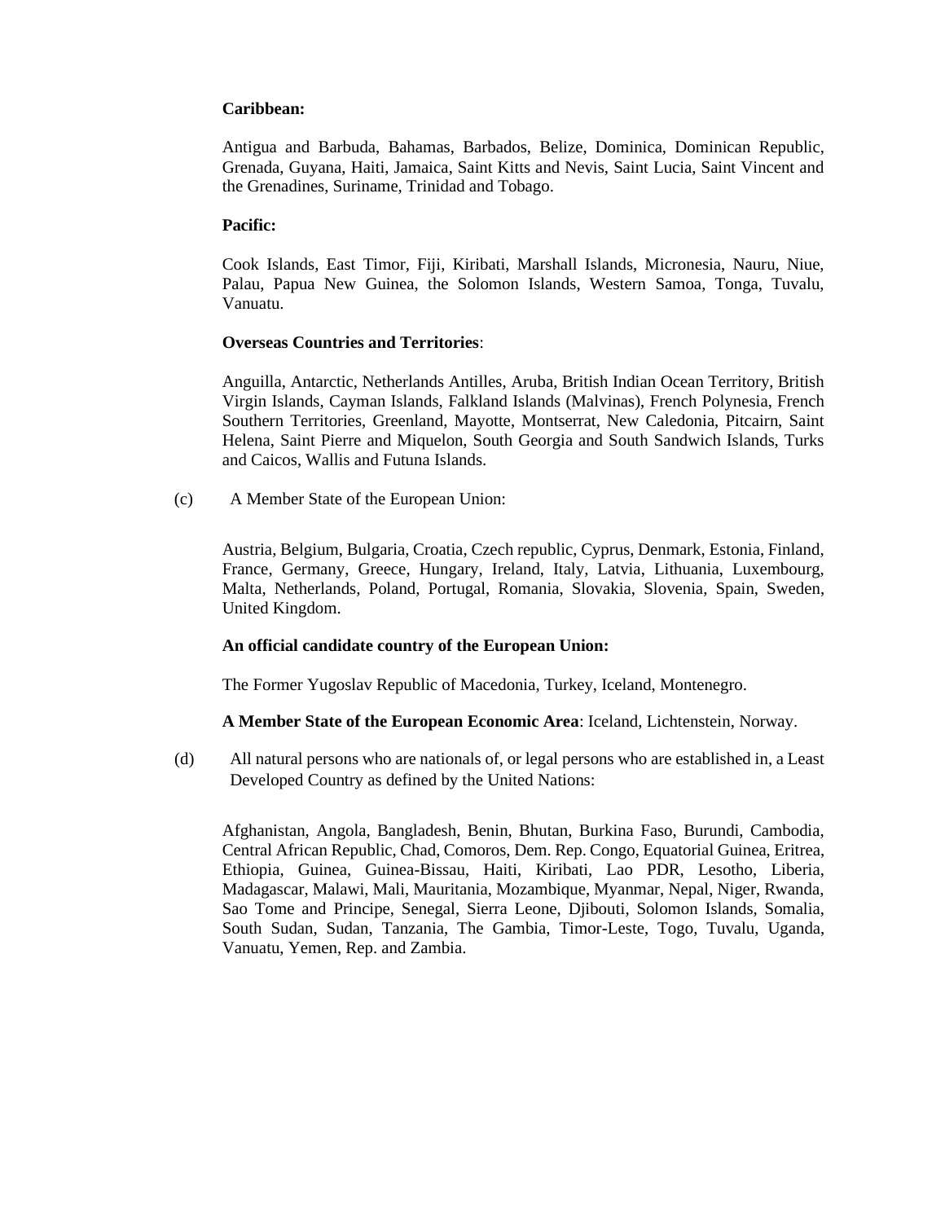**Caribbean:**

Antigua and Barbuda, Bahamas, Barbados, Belize, Dominica, Dominican Republic, Grenada, Guyana, Haiti, Jamaica, Saint Kitts and Nevis, Saint Lucia, Saint Vincent and the Grenadines, Suriname, Trinidad and Tobago.

**Pacific:**

Cook Islands, East Timor, Fiji, Kiribati, Marshall Islands, Micronesia, Nauru, Niue, Palau, Papua New Guinea, the Solomon Islands, Western Samoa, Tonga, Tuvalu, Vanuatu.

**Overseas Countries and Territories**:

Anguilla, Antarctic, Netherlands Antilles, Aruba, British Indian Ocean Territory, British Virgin Islands, Cayman Islands, Falkland Islands (Malvinas), French Polynesia, French Southern Territories, Greenland, Mayotte, Montserrat, New Caledonia, Pitcairn, Saint Helena, Saint Pierre and Miquelon, South Georgia and South Sandwich Islands, Turks and Caicos, Wallis and Futuna Islands.

(c) A Member State of the European Union:

Austria, Belgium, Bulgaria, Croatia, Czech republic, Cyprus, Denmark, Estonia, Finland, France, Germany, Greece, Hungary, Ireland, Italy, Latvia, Lithuania, Luxembourg, Malta, Netherlands, Poland, Portugal, Romania, Slovakia, Slovenia, Spain, Sweden, United Kingdom.

**An official candidate country of the European Union:**

The Former Yugoslav Republic of Macedonia, Turkey, Iceland, Montenegro.

**A Member State of the European Economic Area**: Iceland, Lichtenstein, Norway.

(d) All natural persons who are nationals of, or legal persons who are established in, a Least Developed Country as defined by the United Nations:

Afghanistan, Angola, Bangladesh, Benin, Bhutan, Burkina Faso, Burundi, Cambodia, Central African Republic, Chad, Comoros, Dem. Rep. Congo, Equatorial Guinea, Eritrea, Ethiopia, Guinea, Guinea-Bissau, Haiti, Kiribati, Lao PDR, Lesotho, Liberia, Madagascar, Malawi, Mali, Mauritania, Mozambique, Myanmar, Nepal, Niger, Rwanda, Sao Tome and Principe, Senegal, Sierra Leone, Djibouti, Solomon Islands, Somalia, South Sudan, Sudan, Tanzania, The Gambia, Timor-Leste, Togo, Tuvalu, Uganda, Vanuatu, Yemen, Rep. and Zambia.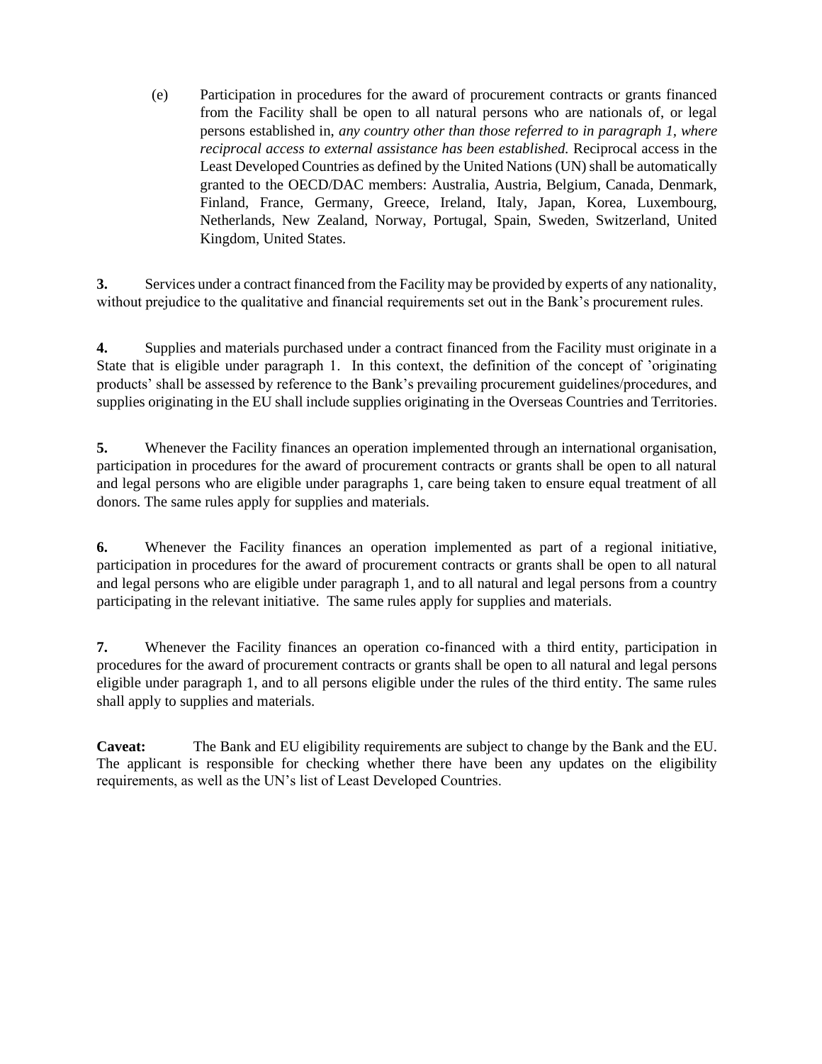(e) Participation in procedures for the award of procurement contracts or grants financed from the Facility shall be open to all natural persons who are nationals of, or legal persons established in, *any country other than those referred to in paragraph 1, where reciprocal access to external assistance has been established.* Reciprocal access in the Least Developed Countries as defined by the United Nations (UN) shall be automatically granted to the OECD/DAC members: Australia, Austria, Belgium, Canada, Denmark, Finland, France, Germany, Greece, Ireland, Italy, Japan, Korea, Luxembourg, Netherlands, New Zealand, Norway, Portugal, Spain, Sweden, Switzerland, United Kingdom, United States.

**3.** Services under a contract financed from the Facility may be provided by experts of any nationality, without prejudice to the qualitative and financial requirements set out in the Bank's procurement rules.

**4.** Supplies and materials purchased under a contract financed from the Facility must originate in a State that is eligible under paragraph 1. In this context, the definition of the concept of 'originating products' shall be assessed by reference to the Bank's prevailing procurement guidelines/procedures, and supplies originating in the EU shall include supplies originating in the Overseas Countries and Territories.

**5.** Whenever the Facility finances an operation implemented through an international organisation, participation in procedures for the award of procurement contracts or grants shall be open to all natural and legal persons who are eligible under paragraphs 1, care being taken to ensure equal treatment of all donors. The same rules apply for supplies and materials.

**6.** Whenever the Facility finances an operation implemented as part of a regional initiative, participation in procedures for the award of procurement contracts or grants shall be open to all natural and legal persons who are eligible under paragraph 1, and to all natural and legal persons from a country participating in the relevant initiative. The same rules apply for supplies and materials.

**7.** Whenever the Facility finances an operation co-financed with a third entity, participation in procedures for the award of procurement contracts or grants shall be open to all natural and legal persons eligible under paragraph 1, and to all persons eligible under the rules of the third entity. The same rules shall apply to supplies and materials.

**Caveat:** The Bank and EU eligibility requirements are subject to change by the Bank and the EU. The applicant is responsible for checking whether there have been any updates on the eligibility requirements, as well as the UN's list of Least Developed Countries.